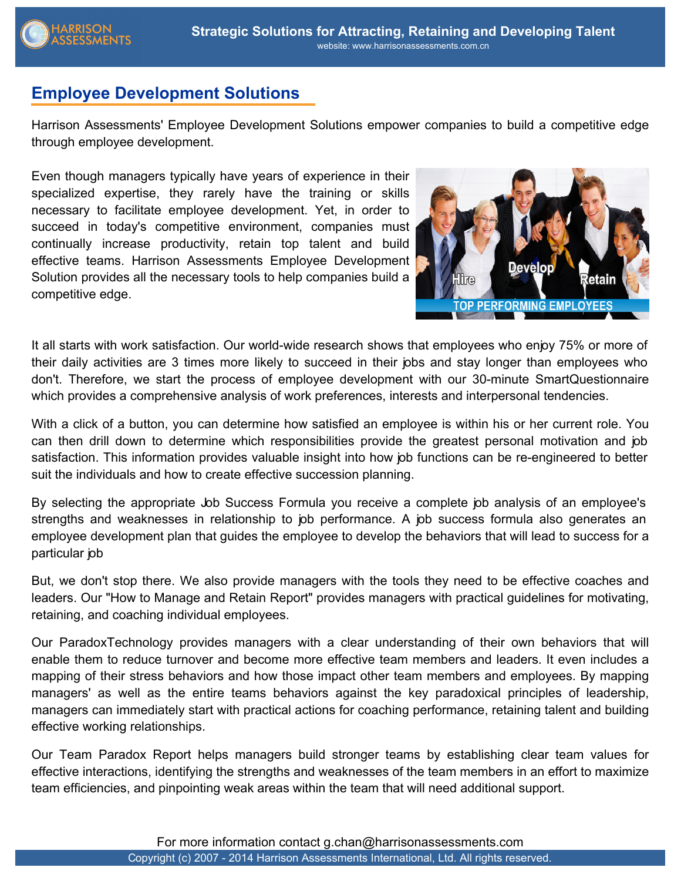## Employee Development Solutions

Harrison Assessments' Employee Development Solutions empower companies to build a competitive edge through employee development.

Even though managers typically have years of experience in their specialized expertise, they rarely have the training or skills necessary to facilitate employee development. Yet, in order to succeed in today's competitive environment, companies must continually increase productivity, retain top talent and build effective teams. Harrison Assessments Employee Development Solution provides all the necessary tools to help companies build a competitive edge.

It all starts with work satisfaction. Our world-wide research shows that employees who enjoy 75% or more of their daily activities are 3 times more likely to succeed in their jobs and stay longer than employees who don't. Therefore, we start the process of employee development with our 30-minute SmartQuestionnaire which provides a comprehensive analysis of work preferences, interests and interpersonal tendencies.

With a click of a button, you can determine how satisfied an employee is within his or her current role. You can then drill down to determine which responsibilities provide the greatest personal motivation and job satisfaction. This information provides valuable insight into how job functions can be re-engineered to better suit the individuals and how to create effective succession planning.

By selecting the appropriate Job Success Formula you receive a complete job analysis of an employee's strengths and weaknesses in relationship to job performance. A job success formula also generates an employee development plan that guides the employee to develop the behaviors that will lead to success for a particular job

But, we don't stop there. We also provide managers with the tools they need to be effective coaches and leaders. Our "How to Manage and Retain Report" provides managers with practical guidelines for motivating, retaining, and coaching individual employees.

Our ParadoxTechnology provides managers with a clear understanding of their own behaviors that will enable them to reduce turnover and become more effective team members and leaders. It even includes a mapping of their stress behaviors and how those impact other team members and employees. By mapping managers' as well as the entire teams behaviors against the key paradoxical principles of leadership, managers can immediately start with practical actions for coaching performance, retaining talent and building effective working relationships.

Our Team Paradox Report helps managers build stronger teams by establishing clear team values for effective interactions, identifying the strengths and weaknesses of the team members in an effort to maximize team efficiencies, and pinpointing weak areas within the team that will need additional support.

For more information contact g.chan@harrisonassessments.com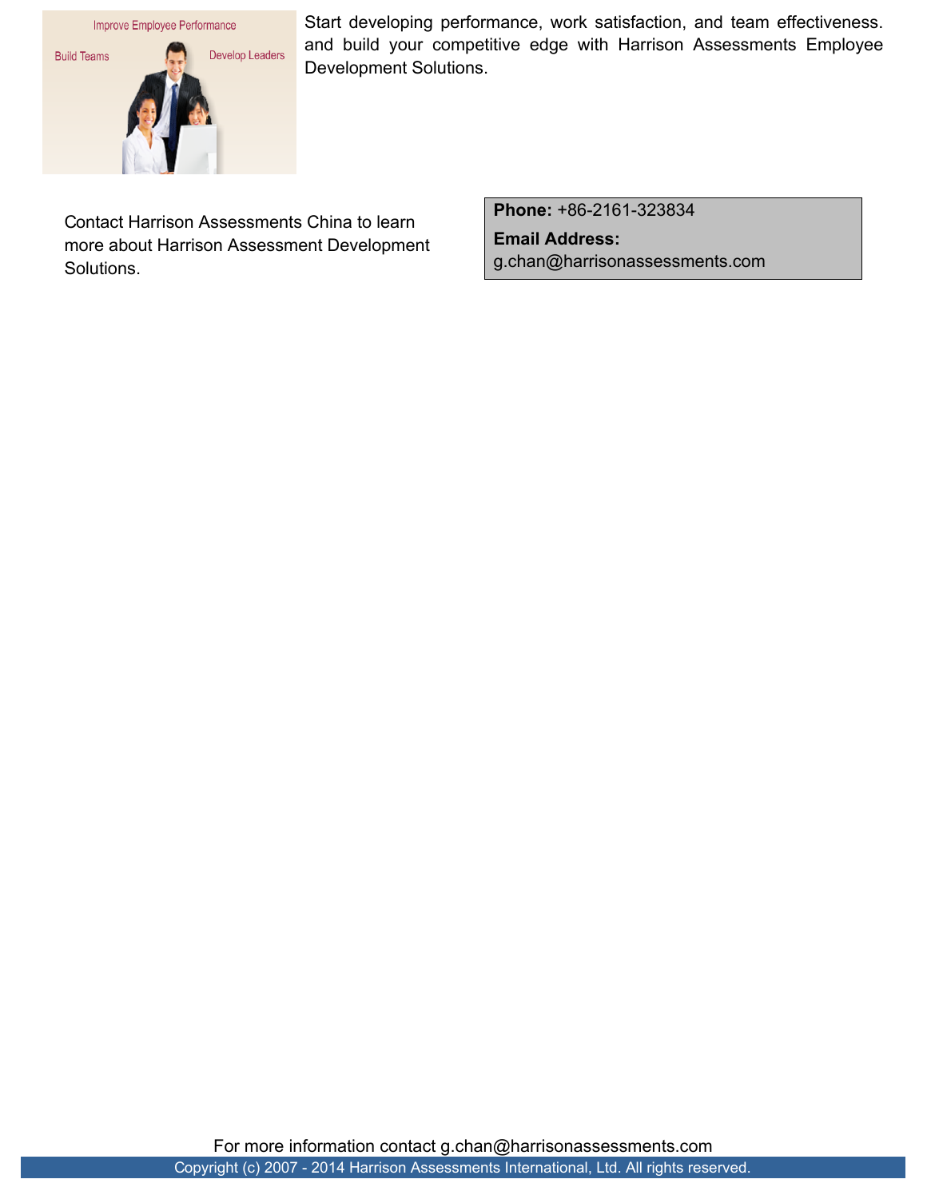Start developing performance, work satisfaction, and team effectiveness. and build your competitive edge with Harrison Assessments Employee Development Solutions.

Contact Harrison Assessments China to learn more about Harrison Assessment Development Solutions.

**Phone:** +86-2161-323834

**Email Address:** g.chan@harrisonassessments.com

For more information contact g.chan@harrisonassessments.com

Copyright (c) 2007 - 2014 Harrison Assessments International, Ltd. All rights reserved.